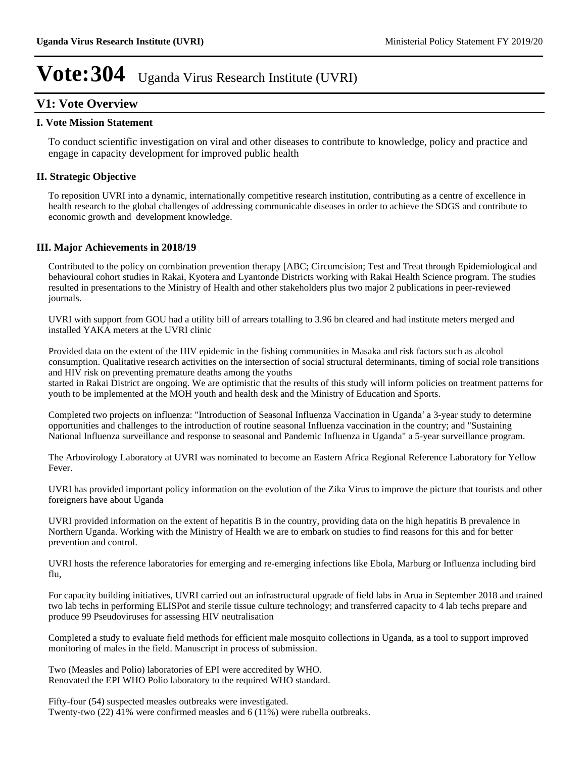# Vote:304 Uganda Virus Research Institute (UVRI)

## V1: Vote Overview

### I. Vote Mission Statement

To conduct scientific investigation on viral and other diseases to contribute to knowledge, policy and practice and engage in capacity development for improved public health

### II. Strategic Objective

To reposition UVRI into a dynamic, internationally competitive research institution, contributing as a centre of excellence in health research to the global challenges of addressing communicable diseases in order to achieve the SDGS and contribute to economic growth and development knowledge.

### III. Major Achievements in 2018/19

Contributed to the policy on combination prevention therapy [ABC; Circumcision; Test and Treat through Epidemiological and behavioural cohort studies in Rakai, Kyotera and Lyantonde Districts working with Rakai Health Science program. The studies resulted in presentations to the Ministry of Health and other stakeholders plus two major 2 publications in peer-reviewed journals.

UVRI with support from GOU had a utility bill of arrears totalling to 3.96 bn cleared and had institute meters merged and installed YAKA meters at the UVRI clinic

Provided data on the extent of the HIV epidemic in the fishing communities in Masaka and risk factors such as alcohol consumption. Qualitative research activities on the intersection of social structural determinants, timing of social role transitions and HIV risk on preventing premature deaths among the youths
started in Rakai District are ongoing. We are optimistic that the results of this study will inform policies on treatment patterns for youth to be implemented at the MOH youth and health desk and the Ministry of Education and Sports.

Completed two projects on influenza: "Introduction of Seasonal Influenza Vaccination in Uganda' a 3-year study to determine opportunities and challenges to the introduction of routine seasonal Influenza vaccination in the country; and "Sustaining National Influenza surveillance and response to seasonal and Pandemic Influenza in Uganda" a 5-year surveillance program.

The Arbovirology Laboratory at UVRI was nominated to become an Eastern Africa Regional Reference Laboratory for Yellow Fever.

UVRI has provided important policy information on the evolution of the Zika Virus to improve the picture that tourists and other foreigners have about Uganda

UVRI provided information on the extent of hepatitis B in the country, providing data on the high hepatitis B prevalence in Northern Uganda. Working with the Ministry of Health we are to embark on studies to find reasons for this and for better prevention and control.

UVRI hosts the reference laboratories for emerging and re-emerging infections like Ebola, Marburg or Influenza including bird flu,

For capacity building initiatives, UVRI carried out an infrastructural upgrade of field labs in Arua in September 2018 and trained two lab techs in performing ELISPot and sterile tissue culture technology; and transferred capacity to 4 lab techs prepare and produce 99 Pseudoviruses for assessing HIV neutralisation

Completed a study to evaluate field methods for efficient male mosquito collections in Uganda, as a tool to support improved monitoring of males in the field. Manuscript in process of submission.

Two (Measles and Polio) laboratories of EPI were accredited by WHO.
Renovated the EPI WHO Polio laboratory to the required WHO standard.

Fifty-four (54) suspected measles outbreaks were investigated.
Twenty-two (22) 41% were confirmed measles and 6 (11%) were rubella outbreaks.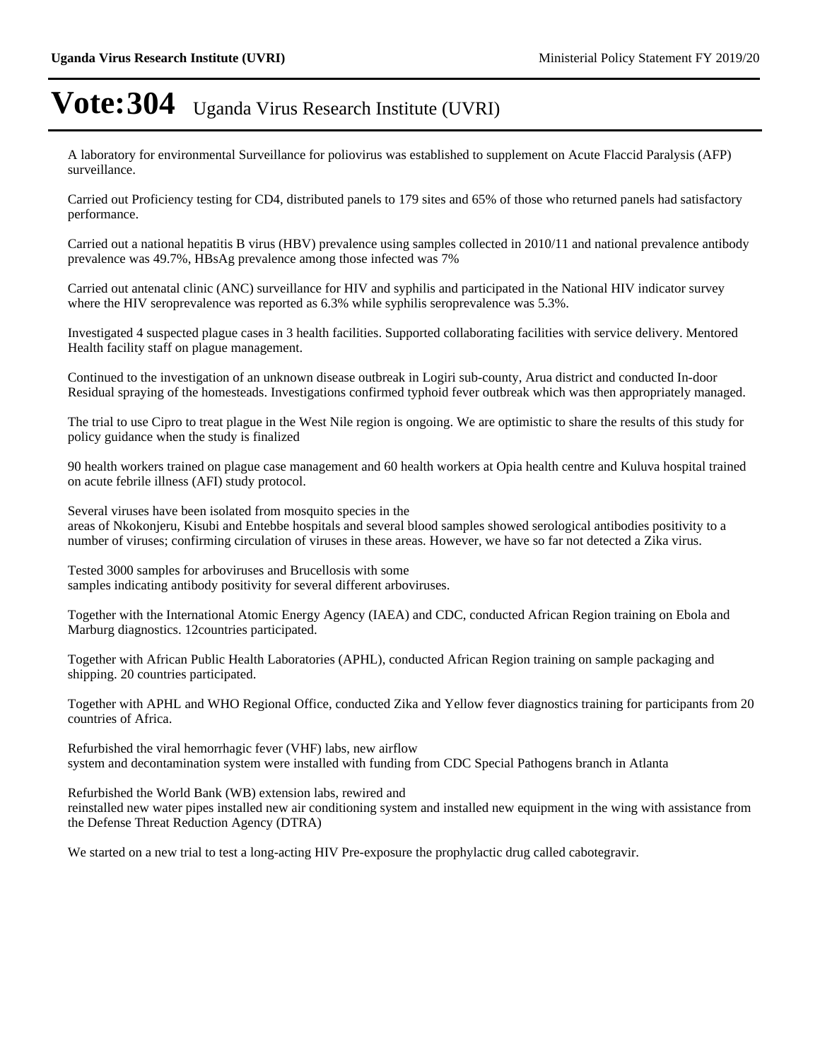# Vote:304 Uganda Virus Research Institute (UVRI)

A laboratory for environmental Surveillance for poliovirus was established to supplement on Acute Flaccid Paralysis (AFP) surveillance.

Carried out Proficiency testing for CD4, distributed panels to 179 sites and 65% of those who returned panels had satisfactory performance.

Carried out a national hepatitis B virus (HBV) prevalence using samples collected in 2010/11 and national prevalence antibody prevalence was 49.7%, HBsAg prevalence among those infected was 7%

Carried out antenatal clinic (ANC) surveillance for HIV and syphilis and participated in the National HIV indicator survey where the HIV seroprevalence was reported as 6.3% while syphilis seroprevalence was 5.3%.

Investigated 4 suspected plague cases in 3 health facilities. Supported collaborating facilities with service delivery. Mentored Health facility staff on plague management.

Continued to the investigation of an unknown disease outbreak in Logiri sub-county, Arua district and conducted In-door Residual spraying of the homesteads. Investigations confirmed typhoid fever outbreak which was then appropriately managed.

The trial to use Cipro to treat plague in the West Nile region is ongoing. We are optimistic to share the results of this study for policy guidance when the study is finalized

90 health workers trained on plague case management and 60 health workers at Opia health centre and Kuluva hospital trained on acute febrile illness (AFI) study protocol.

Several viruses have been isolated from mosquito species in the
areas of Nkokonjeru, Kisubi and Entebbe hospitals and several blood samples showed serological antibodies positivity to a number of viruses; confirming circulation of viruses in these areas. However, we have so far not detected a Zika virus.

Tested 3000 samples for arboviruses and Brucellosis with some
samples indicating antibody positivity for several different arboviruses.

Together with the International Atomic Energy Agency (IAEA) and CDC, conducted African Region training on Ebola and Marburg diagnostics. 12countries participated.

Together with African Public Health Laboratories (APHL), conducted African Region training on sample packaging and shipping. 20 countries participated.

Together with APHL and WHO Regional Office, conducted Zika and Yellow fever diagnostics training for participants from 20 countries of Africa.

Refurbished the viral hemorrhagic fever (VHF) labs, new airflow
system and decontamination system were installed with funding from CDC Special Pathogens branch in Atlanta

Refurbished the World Bank (WB) extension labs, rewired and
reinstalled new water pipes installed new air conditioning system and installed new equipment in the wing with assistance from the Defense Threat Reduction Agency (DTRA)

We started on a new trial to test a long-acting HIV Pre-exposure the prophylactic drug called cabotegravir.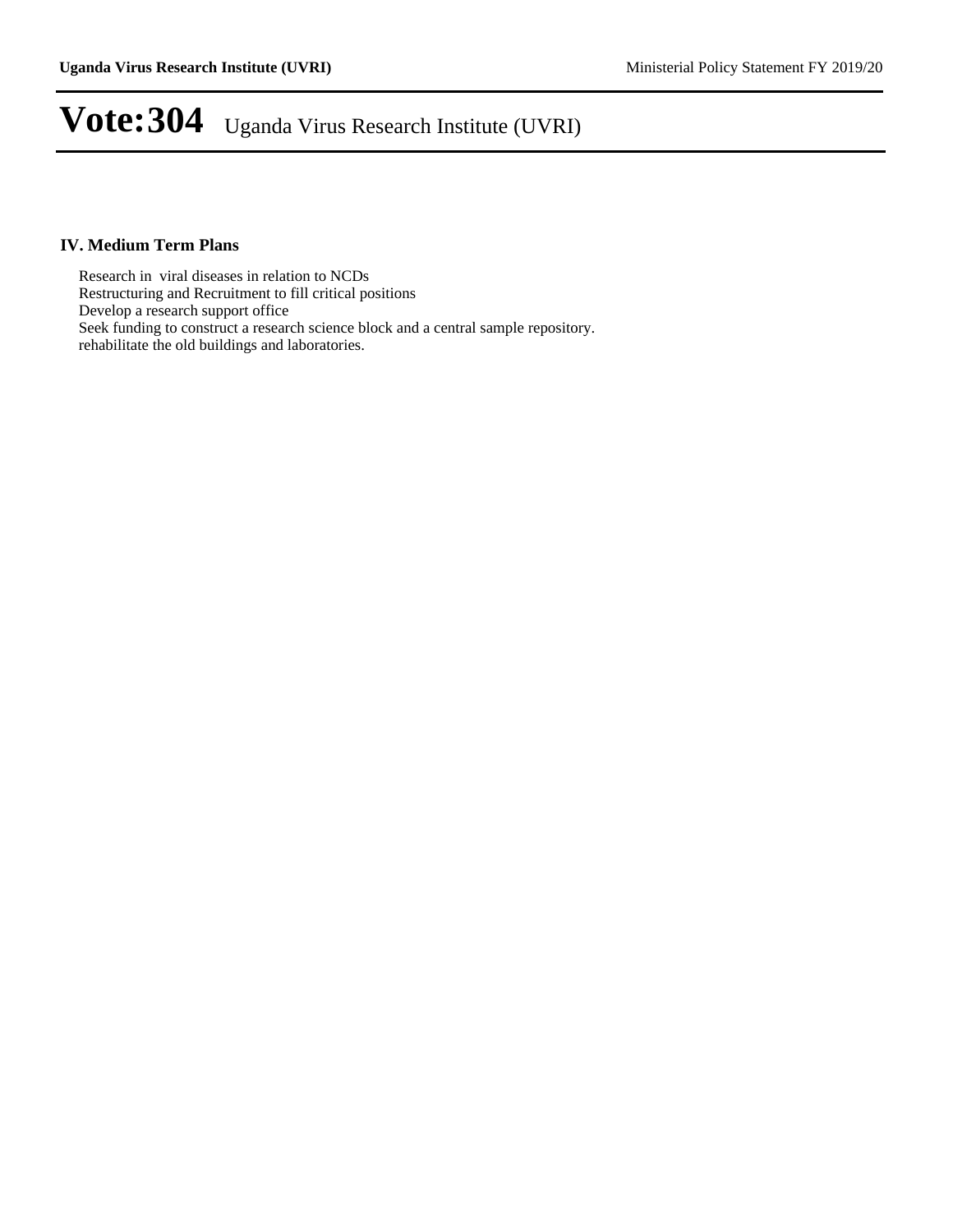# Vote:304 Uganda Virus Research Institute (UVRI)

## IV. Medium Term Plans

Research in viral diseases in relation to NCDs
Restructuring and Recruitment to fill critical positions
Develop a research support office
Seek funding to construct a research science block and a central sample repository.
rehabilitate the old buildings and laboratories.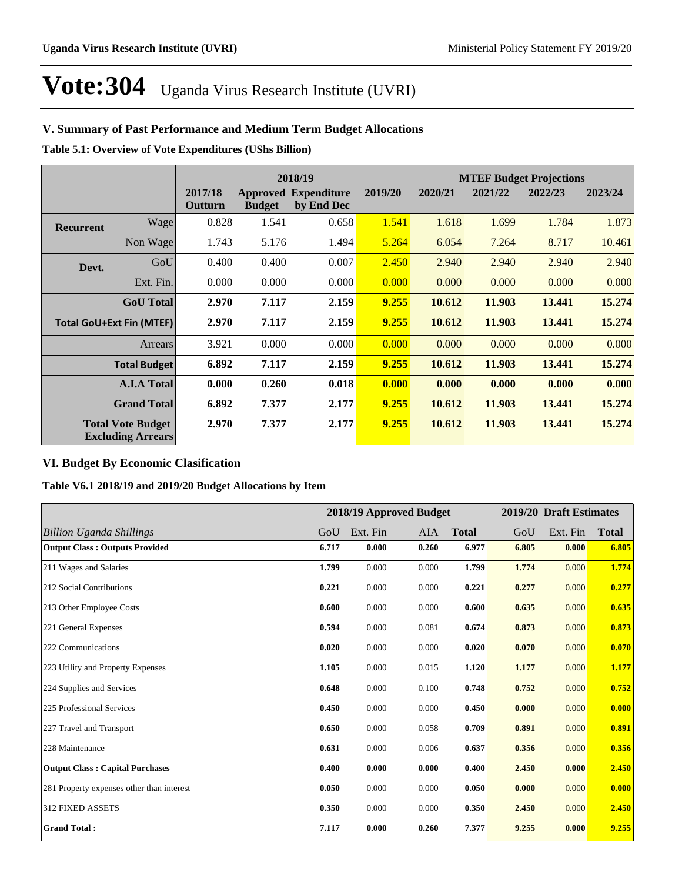# Vote:304 Uganda Virus Research Institute (UVRI)

## V. Summary of Past Performance and Medium Term Budget Allocations

**Table 5.1: Overview of Vote Expenditures (UShs Billion)**

| | | 2017/18 Outturn | 2018/19 Approved Budget | 2018/19 Expenditure by End Dec | 2019/20 | MTEF Budget Projections 2020/21 | 2021/22 | 2022/23 | 2023/24 |
|---|---|---|---|---|---|---|---|---|---|
| **Recurrent** | Wage | 0.828 | 1.541 | 0.658 | 1.541 | 1.618 | 1.699 | 1.784 | 1.873 |
| | Non Wage | 1.743 | 5.176 | 1.494 | 5.264 | 6.054 | 7.264 | 8.717 | 10.461 |
| **Devt.** | GoU | 0.400 | 0.400 | 0.007 | 2.450 | 2.940 | 2.940 | 2.940 | 2.940 |
| | Ext. Fin. | 0.000 | 0.000 | 0.000 | 0.000 | 0.000 | 0.000 | 0.000 | 0.000 |
| | **GoU Total** | **2.970** | **7.117** | **2.159** | **9.255** | **10.612** | **11.903** | **13.441** | **15.274** |
| **Total GoU+Ext Fin (MTEF)** | | **2.970** | **7.117** | **2.159** | **9.255** | **10.612** | **11.903** | **13.441** | **15.274** |
| | Arrears | 3.921 | 0.000 | 0.000 | 0.000 | 0.000 | 0.000 | 0.000 | 0.000 |
| | **Total Budget** | **6.892** | **7.117** | **2.159** | **9.255** | **10.612** | **11.903** | **13.441** | **15.274** |
| | **A.I.A Total** | **0.000** | **0.260** | **0.018** | **0.000** | **0.000** | **0.000** | **0.000** | **0.000** |
| | **Grand Total** | **6.892** | **7.377** | **2.177** | **9.255** | **10.612** | **11.903** | **13.441** | **15.274** |
| **Total Vote Budget Excluding Arrears** | | **2.970** | **7.377** | **2.177** | **9.255** | **10.612** | **11.903** | **13.441** | **15.274** |

## VI. Budget By Economic Clasification

**Table V6.1 2018/19 and 2019/20 Budget Allocations by Item**

| | 2018/19 Approved Budget | | | | 2019/20 Draft Estimates | | |
|---|---|---|---|---|---|---|---|
| *Billion Uganda Shillings* | GoU | Ext. Fin | AIA | **Total** | GoU | Ext. Fin | **Total** |
| **Output Class : Outputs Provided** | **6.717** | **0.000** | **0.260** | **6.977** | **6.805** | **0.000** | **6.805** |
| 211 Wages and Salaries | **1.799** | 0.000 | 0.000 | **1.799** | **1.774** | 0.000 | **1.774** |
| 212 Social Contributions | **0.221** | 0.000 | 0.000 | **0.221** | **0.277** | 0.000 | **0.277** |
| 213 Other Employee Costs | **0.600** | 0.000 | 0.000 | **0.600** | **0.635** | 0.000 | **0.635** |
| 221 General Expenses | **0.594** | 0.000 | 0.081 | **0.674** | **0.873** | 0.000 | **0.873** |
| 222 Communications | **0.020** | 0.000 | 0.000 | **0.020** | **0.070** | 0.000 | **0.070** |
| 223 Utility and Property Expenses | **1.105** | 0.000 | 0.015 | **1.120** | **1.177** | 0.000 | **1.177** |
| 224 Supplies and Services | **0.648** | 0.000 | 0.100 | **0.748** | **0.752** | 0.000 | **0.752** |
| 225 Professional Services | **0.450** | 0.000 | 0.000 | **0.450** | **0.000** | 0.000 | **0.000** |
| 227 Travel and Transport | **0.650** | 0.000 | 0.058 | **0.709** | **0.891** | 0.000 | **0.891** |
| 228 Maintenance | **0.631** | 0.000 | 0.006 | **0.637** | **0.356** | 0.000 | **0.356** |
| **Output Class : Capital Purchases** | **0.400** | **0.000** | **0.000** | **0.400** | **2.450** | **0.000** | **2.450** |
| 281 Property expenses other than interest | **0.050** | 0.000 | 0.000 | **0.050** | **0.000** | 0.000 | **0.000** |
| 312 FIXED ASSETS | **0.350** | 0.000 | 0.000 | **0.350** | **2.450** | 0.000 | **2.450** |
| **Grand Total :** | **7.117** | **0.000** | **0.260** | **7.377** | **9.255** | **0.000** | **9.255** |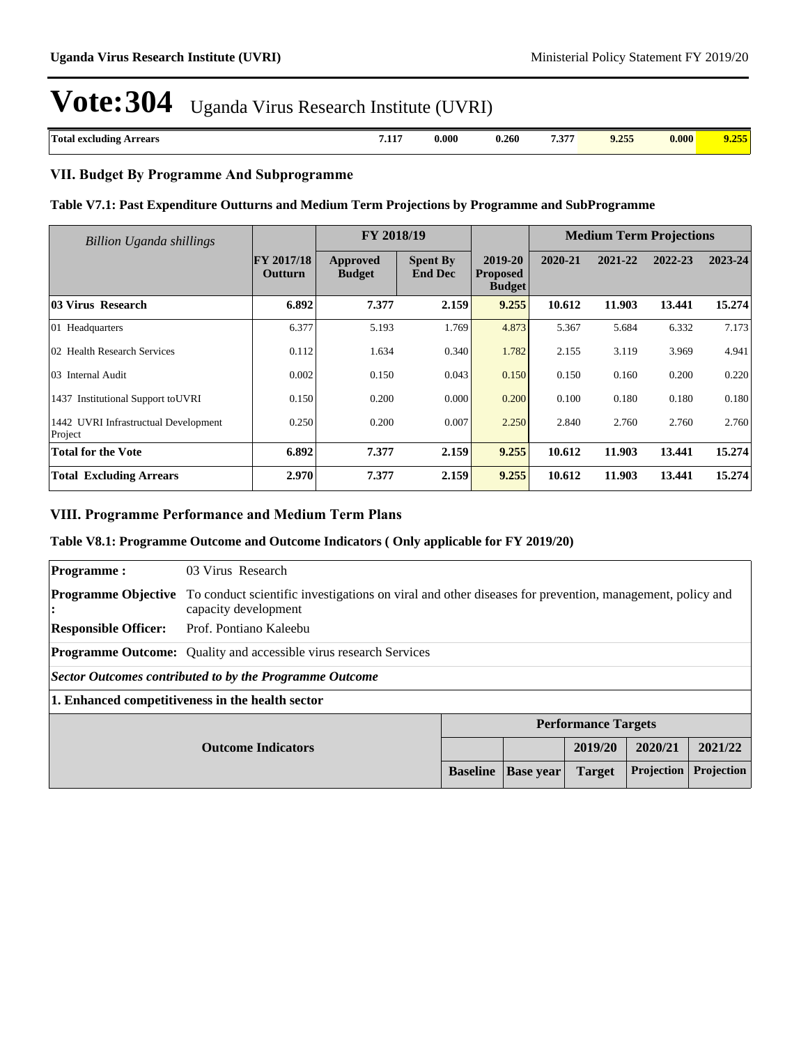# Vote:304 Uganda Virus Research Institute (UVRI)

| Total excluding Arrears | 7.117 | 0.000 | 0.260 | 7.377 | 9.255 | 0.000 | 9.255 |
|---|---|---|---|---|---|---|---|

## VII. Budget By Programme And Subprogramme

### Table V7.1: Past Expenditure Outturns and Medium Term Projections by Programme and SubProgramme

| *Billion Uganda shillings* | | FY 2018/19 | | | Medium Term Projections | | | |
|---|---|---|---|---|---|---|---|---|
| | FY 2017/18 Outturn | Approved Budget | Spent By End Dec | 2019-20 Proposed Budget | 2020-21 | 2021-22 | 2022-23 | 2023-24 |
| **03 Virus Research** | **6.892** | **7.377** | **2.159** | **9.255** | **10.612** | **11.903** | **13.441** | **15.274** |
| 01 Headquarters | 6.377 | 5.193 | 1.769 | 4.873 | 5.367 | 5.684 | 6.332 | 7.173 |
| 02 Health Research Services | 0.112 | 1.634 | 0.340 | 1.782 | 2.155 | 3.119 | 3.969 | 4.941 |
| 03 Internal Audit | 0.002 | 0.150 | 0.043 | 0.150 | 0.150 | 0.160 | 0.200 | 0.220 |
| 1437 Institutional Support toUVRI | 0.150 | 0.200 | 0.000 | 0.200 | 0.100 | 0.180 | 0.180 | 0.180 |
| 1442 UVRI Infrastructual Development Project | 0.250 | 0.200 | 0.007 | 2.250 | 2.840 | 2.760 | 2.760 | 2.760 |
| **Total for the Vote** | **6.892** | **7.377** | **2.159** | **9.255** | **10.612** | **11.903** | **13.441** | **15.274** |
| **Total Excluding Arrears** | **2.970** | **7.377** | **2.159** | **9.255** | **10.612** | **11.903** | **13.441** | **15.274** |

## VIII. Programme Performance and Medium Term Plans

### Table V8.1: Programme Outcome and Outcome Indicators ( Only applicable for FY 2019/20)

**Programme :** 03 Virus Research

**Programme Objective :** To conduct scientific investigations on viral and other diseases for prevention, management, policy and capacity development

**Responsible Officer:** Prof. Pontiano Kaleebu

**Programme Outcome:** Quality and accessible virus research Services

***Sector Outcomes contributed to by the Programme Outcome***

**1. Enhanced competitiveness in the health sector**

| Outcome Indicators | Performance Targets | | | | |
|---|---|---|---|---|---|
| | | | 2019/20 | 2020/21 | 2021/22 |
| | Baseline | Base year | Target | Projection | Projection |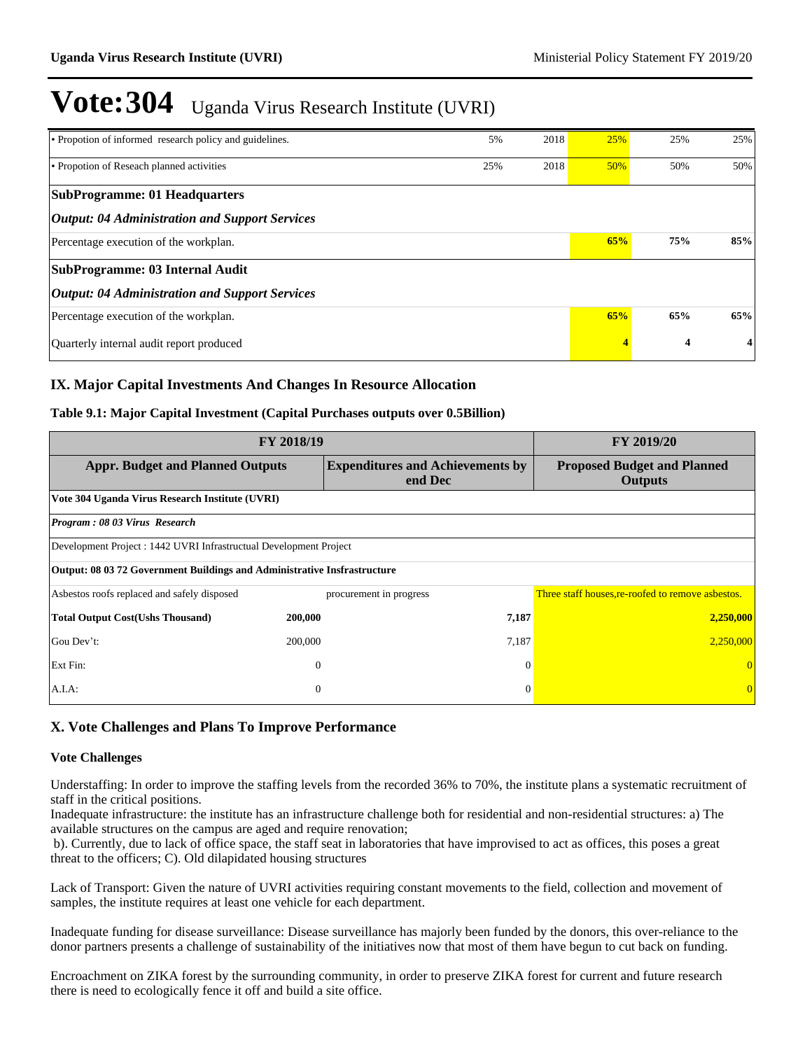# Vote:304 Uganda Virus Research Institute (UVRI)

| | | | | | |
|---|---|---|---|---|---|
| • Propotion of informed research policy and guidelines. | 5% | 2018 | 25% | 25% | 25% |
| • Propotion of Reseach planned activities | 25% | 2018 | 50% | 50% | 50% |
| **SubProgramme: 01 Headquarters** | | | | | |
| ***Output: 04 Administration and Support Services*** | | | | | |
| Percentage execution of the workplan. | | | **65%** | **75%** | **85%** |
| **SubProgramme: 03 Internal Audit** | | | | | |
| ***Output: 04 Administration and Support Services*** | | | | | |
| Percentage execution of the workplan. | | | **65%** | **65%** | **65%** |
| Quarterly internal audit report produced | | | **4** | **4** | **4** |

## IX. Major Capital Investments And Changes In Resource Allocation

**Table 9.1: Major Capital Investment (Capital Purchases outputs over 0.5Billion)**

| FY 2018/19 | | | | FY 2019/20 |
|---|---|---|---|---|
| **Appr. Budget and Planned Outputs** | | **Expenditures and Achievements by end Dec** | | **Proposed Budget and Planned Outputs** |
| **Vote 304 Uganda Virus Research Institute (UVRI)** | | | | |
| ***Program : 08 03 Virus Research*** | | | | |
| Development Project : 1442 UVRI Infrastructual Development Project | | | | |
| **Output: 08 03 72 Government Buildings and Administrative Insfrastructure** | | | | |
| Asbestos roofs replaced and safely disposed | | procurement in progress | | Three staff houses,re-roofed to remove asbestos. |
| **Total Output Cost(Ushs Thousand)** | **200,000** | | **7,187** | **2,250,000** |
| Gou Dev't: | 200,000 | | 7,187 | 2,250,000 |
| Ext Fin: | 0 | | 0 | 0 |
| A.I.A: | 0 | | 0 | 0 |

## X. Vote Challenges and Plans To Improve Performance

### Vote Challenges

Understaffing: In order to improve the staffing levels from the recorded 36% to 70%, the institute plans a systematic recruitment of staff in the critical positions.
Inadequate infrastructure: the institute has an infrastructure challenge both for residential and non-residential structures: a) The available structures on the campus are aged and require renovation;
b). Currently, due to lack of office space, the staff seat in laboratories that have improvised to act as offices, this poses a great threat to the officers; C). Old dilapidated housing structures

Lack of Transport: Given the nature of UVRI activities requiring constant movements to the field, collection and movement of samples, the institute requires at least one vehicle for each department.

Inadequate funding for disease surveillance: Disease surveillance has majorly been funded by the donors, this over-reliance to the donor partners presents a challenge of sustainability of the initiatives now that most of them have begun to cut back on funding.

Encroachment on ZIKA forest by the surrounding community, in order to preserve ZIKA forest for current and future research there is need to ecologically fence it off and build a site office.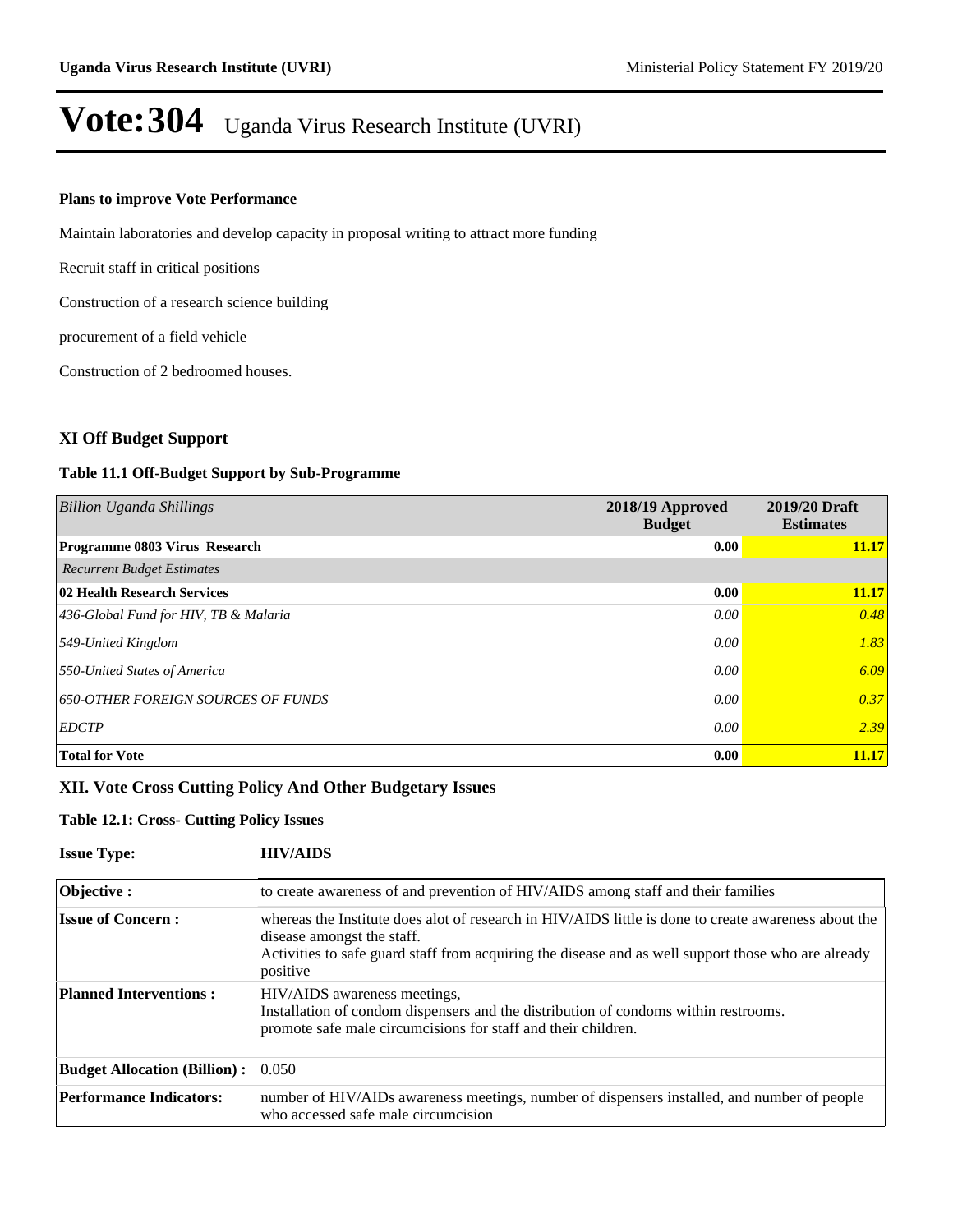# Vote:304 Uganda Virus Research Institute (UVRI)

**Plans to improve Vote Performance**

Maintain laboratories and develop capacity in proposal writing to attract more funding

Recruit staff in critical positions

Construction of a research science building

procurement of a field vehicle

Construction of 2 bedroomed houses.

## XI Off Budget Support

### Table 11.1 Off-Budget Support by Sub-Programme

| *Billion Uganda Shillings* | 2018/19 Approved Budget | 2019/20 Draft Estimates |
|---|---|---|
| **Programme 0803 Virus Research** | **0.00** | **11.17** |
| *Recurrent Budget Estimates* | | |
| **02 Health Research Services** | **0.00** | **11.17** |
| *436-Global Fund for HIV, TB & Malaria* | *0.00* | *0.48* |
| *549-United Kingdom* | *0.00* | *1.83* |
| *550-United States of America* | *0.00* | *6.09* |
| *650-OTHER FOREIGN SOURCES OF FUNDS* | *0.00* | *0.37* |
| *EDCTP* | *0.00* | *2.39* |
| **Total for Vote** | **0.00** | **11.17** |

## XII. Vote Cross Cutting Policy And Other Budgetary Issues

### Table 12.1: Cross- Cutting Policy Issues

**Issue Type:** **HIV/AIDS**

| | |
|---|---|
| **Objective :** | to create awareness of and prevention of HIV/AIDS among staff and their families |
| **Issue of Concern :** | whereas the Institute does alot of research in HIV/AIDS little is done to create awareness about the disease amongst the staff.<br>Activities to safe guard staff from acquiring the disease and as well support those who are already positive |
| **Planned Interventions :** | HIV/AIDS awareness meetings,<br>Installation of condom dispensers and the distribution of condoms within restrooms.<br>promote safe male circumcisions for staff and their children. |
| **Budget Allocation (Billion) :** | 0.050 |
| **Performance Indicators:** | number of HIV/AIDs awareness meetings, number of dispensers installed, and number of people who accessed safe male circumcision |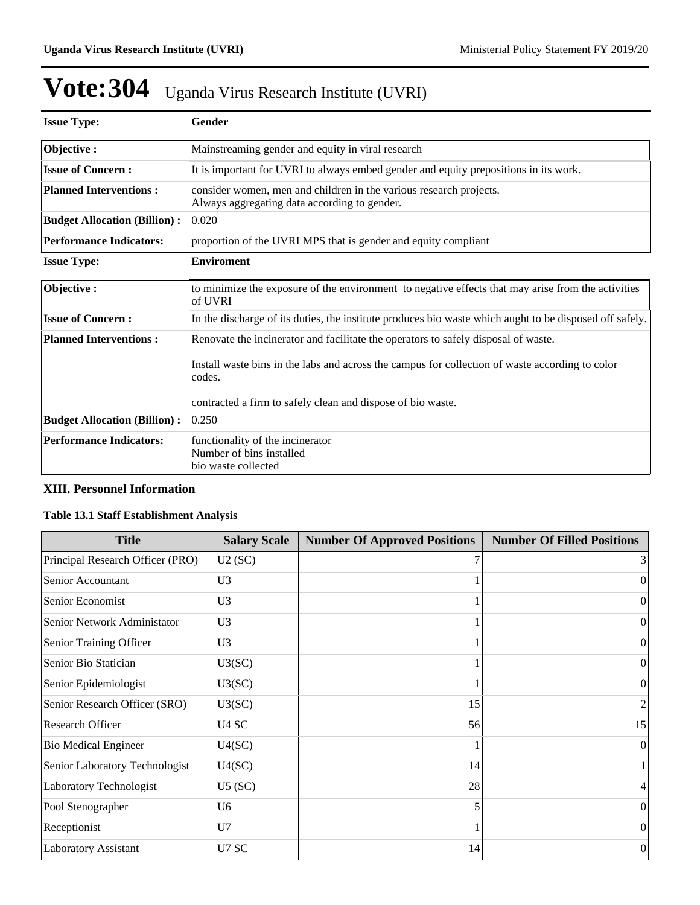# Vote:304 Uganda Virus Research Institute (UVRI)

| **Issue Type:** | **Gender** |
|---|---|
| **Objective :** | Mainstreaming gender and equity in viral research |
| **Issue of Concern :** | It is important for UVRI to always embed gender and equity prepositions in its work. |
| **Planned Interventions :** | consider women, men and children in the various research projects.<br>Always aggregating data according to gender. |
| **Budget Allocation (Billion) :** | 0.020 |
| **Performance Indicators:** | proportion of the UVRI MPS that is gender and equity compliant |

| **Issue Type:** | **Enviroment** |
|---|---|
| **Objective :** | to minimize the exposure of the environment to negative effects that may arise from the activities of UVRI |
| **Issue of Concern :** | In the discharge of its duties, the institute produces bio waste which aught to be disposed off safely. |
| **Planned Interventions :** | Renovate the incinerator and facilitate the operators to safely disposal of waste.<br><br>Install waste bins in the labs and across the campus for collection of waste according to color codes.<br><br>contracted a firm to safely clean and dispose of bio waste. |
| **Budget Allocation (Billion) :** | 0.250 |
| **Performance Indicators:** | functionality of the incinerator<br>Number of bins installed<br>bio waste collected |

## XIII. Personnel Information

### Table 13.1 Staff Establishment Analysis

| Title | Salary Scale | Number Of Approved Positions | Number Of Filled Positions |
|---|---|---|---|
| Principal Research Officer (PRO) | U2 (SC) | 7 | 3 |
| Senior Accountant | U3 | 1 | 0 |
| Senior Economist | U3 | 1 | 0 |
| Senior Network Administator | U3 | 1 | 0 |
| Senior Training Officer | U3 | 1 | 0 |
| Senior Bio Statician | U3(SC) | 1 | 0 |
| Senior Epidemiologist | U3(SC) | 1 | 0 |
| Senior Research Officer (SRO) | U3(SC) | 15 | 2 |
| Research Officer | U4 SC | 56 | 15 |
| Bio Medical Engineer | U4(SC) | 1 | 0 |
| Senior Laboratory Technologist | U4(SC) | 14 | 1 |
| Laboratory Technologist | U5 (SC) | 28 | 4 |
| Pool Stenographer | U6 | 5 | 0 |
| Receptionist | U7 | 1 | 0 |
| Laboratory Assistant | U7 SC | 14 | 0 |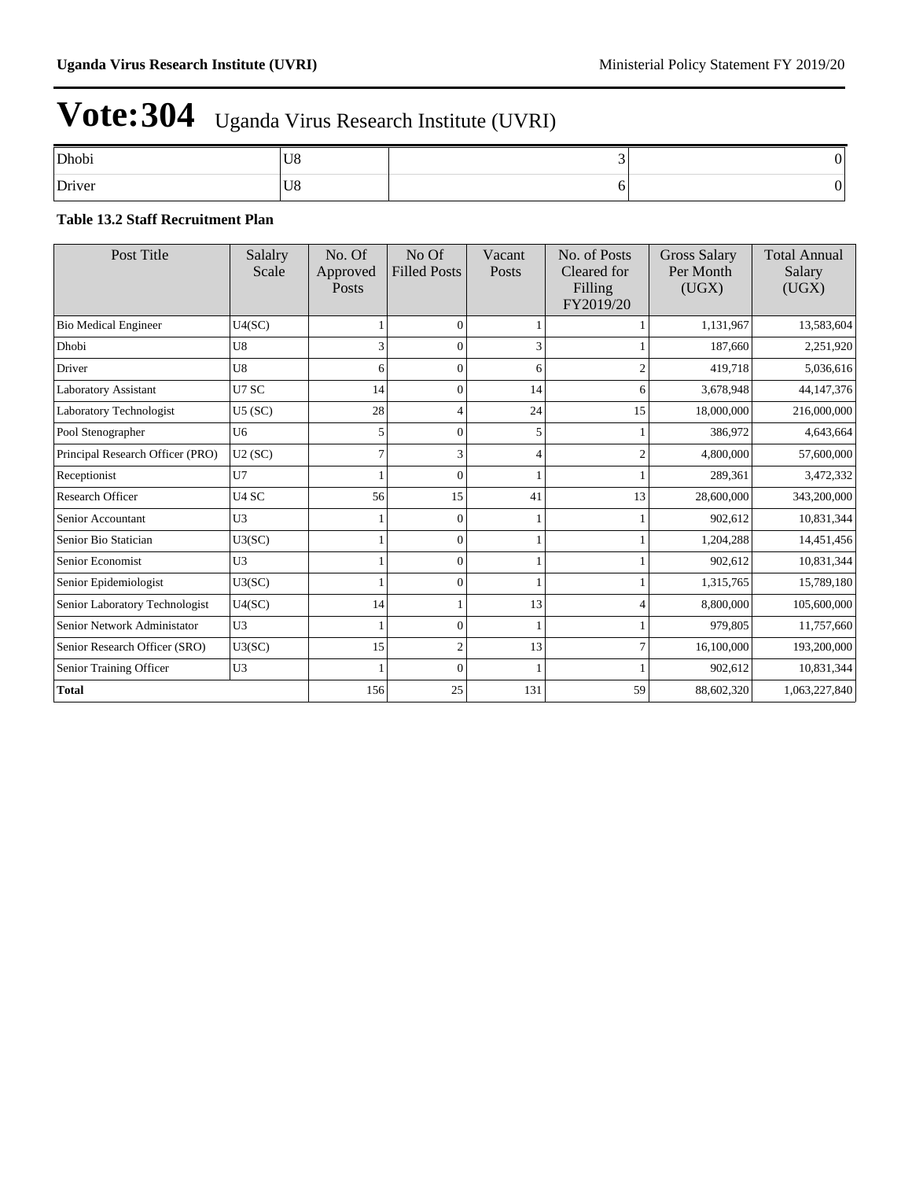# Vote:304 Uganda Virus Research Institute (UVRI)

| | | | |
|---|---|---|---|
| Dhobi | U8 | 3 | 0 |
| Driver | U8 | 6 | 0 |

**Table 13.2 Staff Recruitment Plan**

| Post Title | Salalry Scale | No. Of Approved Posts | No Of Filled Posts | Vacant Posts | No. of Posts Cleared for Filling FY2019/20 | Gross Salary Per Month (UGX) | Total Annual Salary (UGX) |
|---|---|---|---|---|---|---|---|
| Bio Medical Engineer | U4(SC) | 1 | 0 | 1 | 1 | 1,131,967 | 13,583,604 |
| Dhobi | U8 | 3 | 0 | 3 | 1 | 187,660 | 2,251,920 |
| Driver | U8 | 6 | 0 | 6 | 2 | 419,718 | 5,036,616 |
| Laboratory Assistant | U7 SC | 14 | 0 | 14 | 6 | 3,678,948 | 44,147,376 |
| Laboratory Technologist | U5 (SC) | 28 | 4 | 24 | 15 | 18,000,000 | 216,000,000 |
| Pool Stenographer | U6 | 5 | 0 | 5 | 1 | 386,972 | 4,643,664 |
| Principal Research Officer (PRO) | U2 (SC) | 7 | 3 | 4 | 2 | 4,800,000 | 57,600,000 |
| Receptionist | U7 | 1 | 0 | 1 | 1 | 289,361 | 3,472,332 |
| Research Officer | U4 SC | 56 | 15 | 41 | 13 | 28,600,000 | 343,200,000 |
| Senior Accountant | U3 | 1 | 0 | 1 | 1 | 902,612 | 10,831,344 |
| Senior Bio Statician | U3(SC) | 1 | 0 | 1 | 1 | 1,204,288 | 14,451,456 |
| Senior Economist | U3 | 1 | 0 | 1 | 1 | 902,612 | 10,831,344 |
| Senior Epidemiologist | U3(SC) | 1 | 0 | 1 | 1 | 1,315,765 | 15,789,180 |
| Senior Laboratory Technologist | U4(SC) | 14 | 1 | 13 | 4 | 8,800,000 | 105,600,000 |
| Senior Network Administator | U3 | 1 | 0 | 1 | 1 | 979,805 | 11,757,660 |
| Senior Research Officer (SRO) | U3(SC) | 15 | 2 | 13 | 7 | 16,100,000 | 193,200,000 |
| Senior Training Officer | U3 | 1 | 0 | 1 | 1 | 902,612 | 10,831,344 |
| **Total** | | 156 | 25 | 131 | 59 | 88,602,320 | 1,063,227,840 |